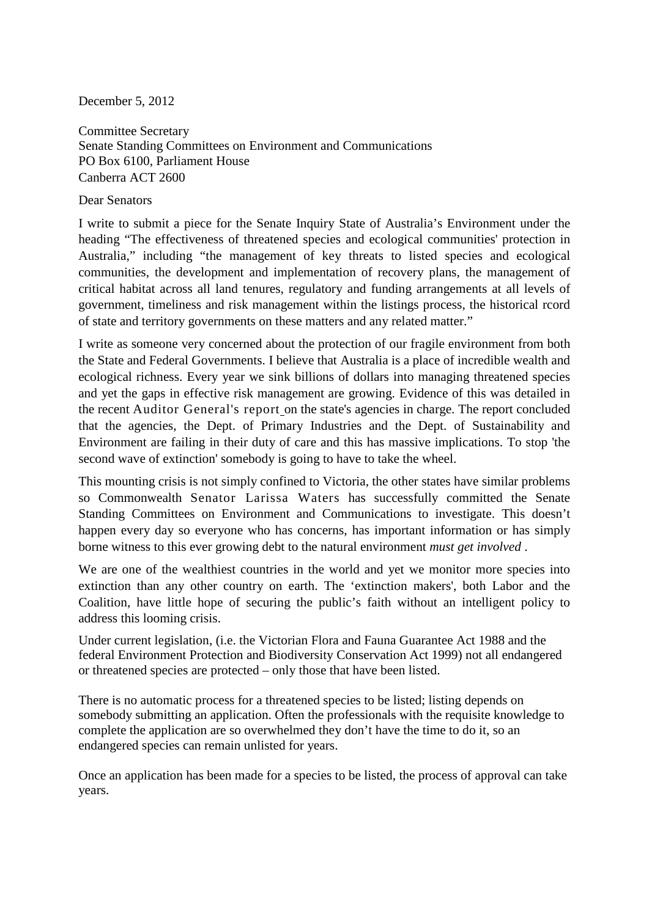December 5, 2012

Committee Secretary
Senate Standing Committees on Environment and Communications
PO Box 6100, Parliament House
Canberra ACT 2600

Dear Senators

I write to submit a piece for the Senate Inquiry State of Australia's Environment under the heading "The effectiveness of threatened species and ecological communities' protection in Australia," including "the management of key threats to listed species and ecological communities, the development and implementation of recovery plans, the management of critical habitat across all land tenures, regulatory and funding arrangements at all levels of government, timeliness and risk management within the listings process, the historical rcord of state and territory governments on these matters and any related matter."

I write as someone very concerned about the protection of our fragile environment from both the State and Federal Governments. I believe that Australia is a place of incredible wealth and ecological richness. Every year we sink billions of dollars into managing threatened species and yet the gaps in effective risk management are growing. Evidence of this was detailed in the recent Auditor General's report on the state's agencies in charge. The report concluded that the agencies, the Dept. of Primary Industries and the Dept. of Sustainability and Environment are failing in their duty of care and this has massive implications. To stop 'the second wave of extinction' somebody is going to have to take the wheel.

This mounting crisis is not simply confined to Victoria, the other states have similar problems so Commonwealth Senator Larissa Waters has successfully committed the Senate Standing Committees on Environment and Communications to investigate. This doesn't happen every day so everyone who has concerns, has important information or has simply borne witness to this ever growing debt to the natural environment *must get involved* .

We are one of the wealthiest countries in the world and yet we monitor more species into extinction than any other country on earth. The 'extinction makers', both Labor and the Coalition, have little hope of securing the public's faith without an intelligent policy to address this looming crisis.

Under current legislation, (i.e. the Victorian Flora and Fauna Guarantee Act 1988 and the federal Environment Protection and Biodiversity Conservation Act 1999) not all endangered or threatened species are protected – only those that have been listed.

There is no automatic process for a threatened species to be listed; listing depends on somebody submitting an application. Often the professionals with the requisite knowledge to complete the application are so overwhelmed they don't have the time to do it, so an endangered species can remain unlisted for years.

Once an application has been made for a species to be listed, the process of approval can take years.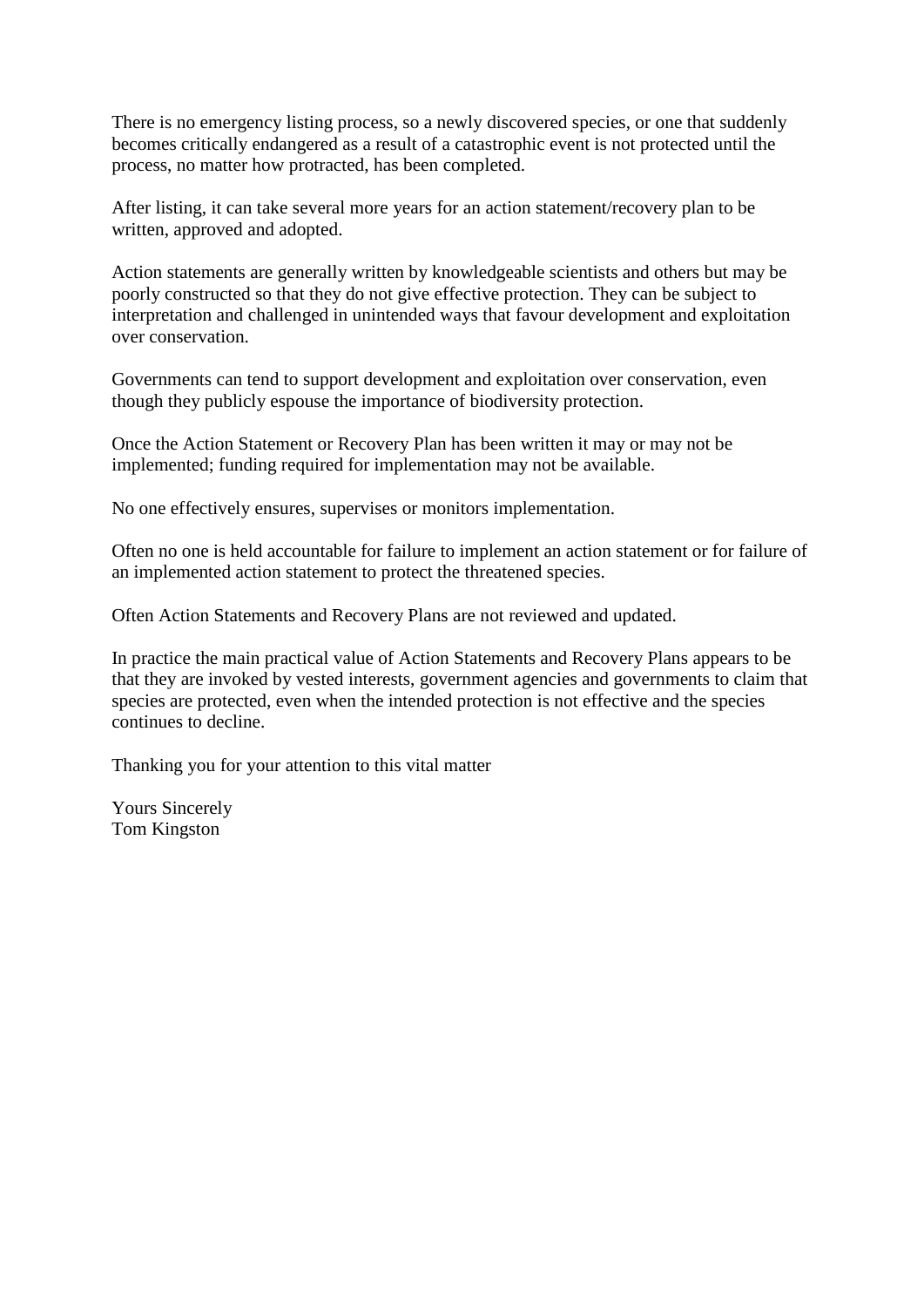There is no emergency listing process, so a newly discovered species, or one that suddenly becomes critically endangered as a result of a catastrophic event is not protected until the process, no matter how protracted, has been completed.

After listing, it can take several more years for an action statement/recovery plan to be written, approved and adopted.

Action statements are generally written by knowledgeable scientists and others but may be poorly constructed so that they do not give effective protection. They can be subject to interpretation and challenged in unintended ways that favour development and exploitation over conservation.

Governments can tend to support development and exploitation over conservation, even though they publicly espouse the importance of biodiversity protection.

Once the Action Statement or Recovery Plan has been written it may or may not be implemented; funding required for implementation may not be available.

No one effectively ensures, supervises or monitors implementation.

Often no one is held accountable for failure to implement an action statement or for failure of an implemented action statement to protect the threatened species.

Often Action Statements and Recovery Plans are not reviewed and updated.

In practice the main practical value of Action Statements and Recovery Plans appears to be that they are invoked by vested interests, government agencies and governments to claim that species are protected, even when the intended protection is not effective and the species continues to decline.

Thanking you for your attention to this vital matter

Yours Sincerely
Tom Kingston